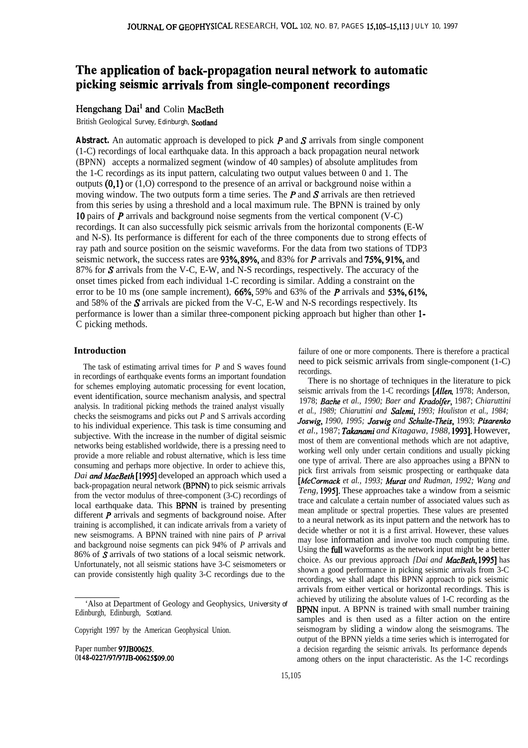# The application of back-propagation neural network to automatic picking seismic arrivals from single-component recordings

Hengchang Dai[1] and Colin MacBeth

British Geological Survey, Edinburgh, Scotland

**Abstract.** An automatic approach is developed to pick *P* and *S* arrivals from single component (1-C) recordings of local earthquake data. In this approach a back propagation neural network (BPNN) accepts a normalized segment (window of 40 samples) of absolute amplitudes from the 1-C recordings as its input pattern, calculating two output values between 0 and 1. The outputs (0,1) or (1,0) correspond to the presence of an arrival or background noise within a moving window. The two outputs form a time series. The *P* and *S* arrivals are then retrieved from this series by using a threshold and a local maximum rule. The BPNN is trained by only 10 pairs of *P* arrivals and background noise segments from the vertical component (V-C) recordings. It can also successfully pick seismic arrivals from the horizontal components (E-W and N-S). Its performance is different for each of the three components due to strong effects of ray path and source position on the seismic waveforms. For the data from two stations of TDP3 seismic network, the success rates are 93%, 89%, and 83% for *P* arrivals and 75%, 91%, and 87% for *S* arrivals from the V-C, E-W, and N-S recordings, respectively. The accuracy of the onset times picked from each individual 1-C recording is similar. Adding a constraint on the error to be 10 ms (one sample increment), 66%, 59% and 63% of the *P* arrivals and 53%, 61%, and 58% of the *S* arrivals are picked from the V-C, E-W and N-S recordings respectively. Its performance is lower than a similar three-component picking approach but higher than other 1-C picking methods.

## Introduction

The task of estimating arrival times for *P* and S waves found in recordings of earthquake events forms an important foundation for schemes employing automatic processing for event location, event identification, source mechanism analysis, and spectral analysis. In traditional picking methods the trained analyst visually checks the seismograms and picks out *P* and S arrivals according to his individual experience. This task is time consuming and subjective. With the increase in the number of digital seismic networks being established worldwide, there is a pressing need to provide a more reliable and robust alternative, which is less time consuming and perhaps more objective. In order to achieve this, *Dai and MacBeth* [1995] developed an approach which used a back-propagation neural network (BPNN) to pick seismic arrivals from the vector modulus of three-component (3-C) recordings of local earthquake data. This BPNN is trained by presenting different *P* arrivals and segments of background noise. After training is accomplished, it can indicate arrivals from a variety of new seismograms. A BPNN trained with nine pairs of *P* arrival and background noise segments can pick 94% of *P* arrivals and 86% of *S* arrivals of two stations of a local seismic network. Unfortunately, not all seismic stations have 3-C seismometers or can provide consistently high quality 3-C recordings due to the failure of one or more components. There is therefore a practical need to pick seismic arrivals from single-component (1-C) recordings.

There is no shortage of techniques in the literature to pick seismic arrivals from the 1-C recordings [*Allen*, 1978; Anderson, 1978; *Bache et al., 1990; Baer and Kradolfer*, 1987; *Chiaruttini et al., 1989; Chiaruttini and Salemi*, 1993; *Houliston et al., 1984; Joswig*, 1990, 1995; *Joswig and Schulte-Theis*, 1993; *Pisarenko et al.*, 1987; *Takanami and Kitagawa, 1988*, 1993]. However, most of them are conventional methods which are not adaptive, working well only under certain conditions and usually picking one type of arrival. There are also approaches using a BPNN to pick first arrivals from seismic prospecting or earthquake data [*McCormack et al., 1993; Murat and Rudman, 1992; Wang and Teng*, 1995]. These approaches take a window from a seismic trace and calculate a certain number of associated values such as mean amplitude or spectral properties. These values are presented to a neural network as its input pattern and the network has to decide whether or not it is a first arrival. However, these values may lose information and involve too much computing time. Using the full waveforms as the network input might be a better choice. As our previous approach *[Dai and MacBeth*, 1995] has shown a good performance in picking seismic arrivals from 3-C recordings, we shall adapt this BPNN approach to pick seismic arrivals from either vertical or horizontal recordings. This is achieved by utilizing the absolute values of 1-C recording as the BPNN input. A BPNN is trained with small number training samples and is then used as a filter action on the entire seismogram by sliding a window along the seismograms. The output of the BPNN yields a time series which is interrogated for a decision regarding the seismic arrivals. Its performance depends among others on the input characteristic. As the 1-C recordings

[1]Also at Department of Geology and Geophysics, University of Edinburgh, Edinburgh, Scotland.

Copyright 1997 by the American Geophysical Union.

Paper number 97JB00625.
0148-0227/97/97JB-00625$09.00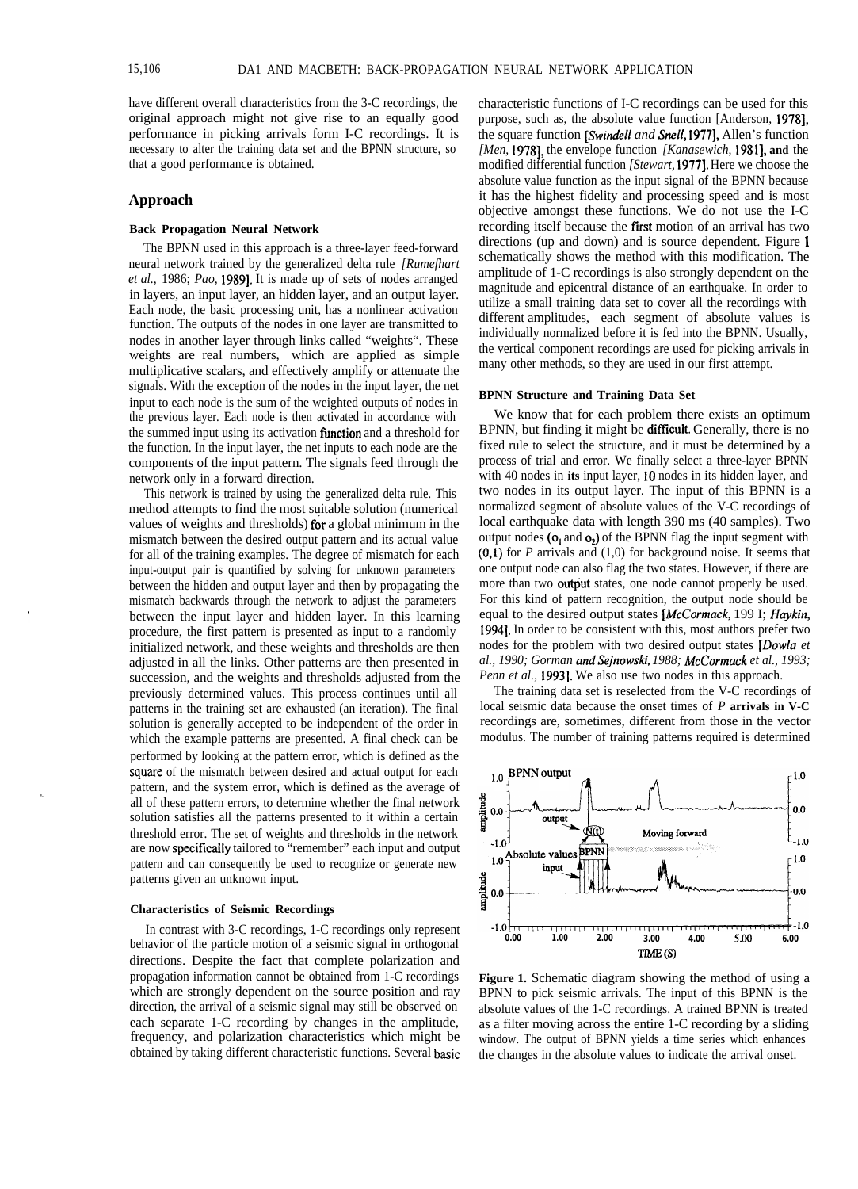have different overall characteristics from the 3-C recordings, the original approach might not give rise to an equally good performance in picking arrivals form 1-C recordings. It is necessary to alter the training data set and the BPNN structure, so that a good performance is obtained.

## Approach

### Back Propagation Neural Network

The BPNN used in this approach is a three-layer feed-forward neural network trained by the generalized delta rule *[Rumelhart et al.,* 1986; *Pao,* 1989]. It is made up of sets of nodes arranged in layers, an input layer, an hidden layer, and an output layer. Each node, the basic processing unit, has a nonlinear activation function. The outputs of the nodes in one layer are transmitted to nodes in another layer through links called "weights". These weights are real numbers, which are applied as simple multiplicative scalars, and effectively amplify or attenuate the signals. With the exception of the nodes in the input layer, the net input to each node is the sum of the weighted outputs of nodes in the previous layer. Each node is then activated in accordance with the summed input using its activation function and a threshold for the function. In the input layer, the net inputs to each node are the components of the input pattern. The signals feed through the network only in a forward direction.

This network is trained by using the generalized delta rule. This method attempts to find the most suitable solution (numerical values of weights and thresholds) for a global minimum in the mismatch between the desired output pattern and its actual value for all of the training examples. The degree of mismatch for each input-output pair is quantified by solving for unknown parameters between the hidden and output layer and then by propagating the mismatch backwards through the network to adjust the parameters between the input layer and hidden layer. In this learning procedure, the first pattern is presented as input to a randomly initialized network, and these weights and thresholds are then adjusted in all the links. Other patterns are then presented in succession, and the weights and thresholds adjusted from the previously determined values. This process continues until all patterns in the training set are exhausted (an iteration). The final solution is generally accepted to be independent of the order in which the example patterns are presented. A final check can be performed by looking at the pattern error, which is defined as the square of the mismatch between desired and actual output for each pattern, and the system error, which is defined as the average of all of these pattern errors, to determine whether the final network solution satisfies all the patterns presented to it within a certain threshold error. The set of weights and thresholds in the network are now specifically tailored to "remember" each input and output pattern and can consequently be used to recognize or generate new patterns given an unknown input.

### Characteristics of Seismic Recordings

In contrast with 3-C recordings, 1-C recordings only represent behavior of the particle motion of a seismic signal in orthogonal directions. Despite the fact that complete polarization and propagation information cannot be obtained from 1-C recordings which are strongly dependent on the source position and ray direction, the arrival of a seismic signal may still be observed on each separate 1-C recording by changes in the amplitude, frequency, and polarization characteristics which might be obtained by taking different characteristic functions. Several basic characteristic functions of 1-C recordings can be used for this purpose, such as, the absolute value function [Anderson, 1978], the square function *[Swindell and Snell,* 1977], Allen's function *[Men,* 1978], the envelope function *[Kanasewich,* 1981], and the modified differential function *[Stewart,* 1977]. Here we choose the absolute value function as the input signal of the BPNN because it has the highest fidelity and processing speed and is most objective amongst these functions. We do not use the 1-C recording itself because the first motion of an arrival has two directions (up and down) and is source dependent. Figure 1 schematically shows the method with this modification. The amplitude of 1-C recordings is also strongly dependent on the magnitude and epicentral distance of an earthquake. In order to utilize a small training data set to cover all the recordings with different amplitudes, each segment of absolute values is individually normalized before it is fed into the BPNN. Usually, the vertical component recordings are used for picking arrivals in many other methods, so they are used in our first attempt.

### BPNN Structure and Training Data Set

We know that for each problem there exists an optimum BPNN, but finding it might be difficult. Generally, there is no fixed rule to select the structure, and it must be determined by a process of trial and error. We finally select a three-layer BPNN with 40 nodes in its input layer, 10 nodes in its hidden layer, and two nodes in its output layer. The input of this BPNN is a normalized segment of absolute values of the V-C recordings of local earthquake data with length 390 ms (40 samples). Two output nodes ($o_1$ and $o_2$) of the BPNN flag the input segment with (0,1) for *P* arrivals and (1,0) for background noise. It seems that one output node can also flag the two states. However, if there are more than two output states, one node cannot properly be used. For this kind of pattern recognition, the output node should be equal to the desired output states *[McCormack,* 1991; *Haykin,* 1994]. In order to be consistent with this, most authors prefer two nodes for the problem with two desired output states *[Dowla et al.,* 1990; *Gorman and Sejnowski,* 1988; *McCormack et al.,* 1993; *Penn et al.,* 1993]. We also use two nodes in this approach.

The training data set is reselected from the V-C recordings of local seismic data because the onset times of *P* arrivals in V-C recordings are, sometimes, different from those in the vector modulus. The number of training patterns required is determined

**Figure 1.** Schematic diagram showing the method of using a BPNN to pick seismic arrivals. The input of this BPNN is the absolute values of the 1-C recordings. A trained BPNN is treated as a filter moving across the entire 1-C recording by a sliding window. The output of BPNN yields a time series which enhances the changes in the absolute values to indicate the arrival onset.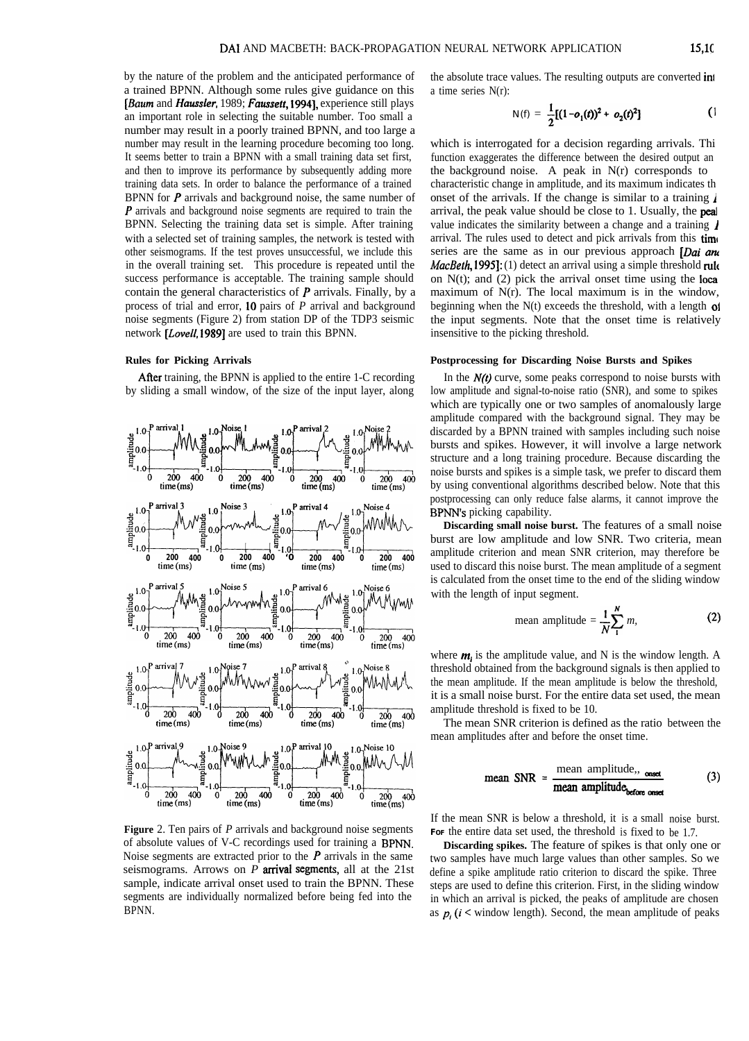by the nature of the problem and the anticipated performance of a trained BPNN. Although some rules give guidance on this [*Baum* and *Haussler*, 1989; *Faussett*, 1994], experience still plays an important role in selecting the suitable number. Too small a number may result in a poorly trained BPNN, and too large a number may result in the learning procedure becoming too long. It seems better to train a BPNN with a small training data set first, and then to improve its performance by subsequently adding more training data sets. In order to balance the performance of a trained BPNN for *P* arrivals and background noise, the same number of *P* arrivals and background noise segments are required to train the BPNN. Selecting the training data set is simple. After training with a selected set of training samples, the network is tested with other seismograms. If the test proves unsuccessful, we include this in the overall training set. This procedure is repeated until the success performance is acceptable. The training sample should contain the general characteristics of *P* arrivals. Finally, by a process of trial and error, 10 pairs of *P* arrival and background noise segments (Figure 2) from station DP of the TDP3 seismic network [*Lovell*, 1989] are used to train this BPNN.

### Rules for Picking Arrivals

After training, the BPNN is applied to the entire 1-C recording by sliding a small window, of the size of the input layer, along the absolute trace values. The resulting outputs are converted into a time series N(t):

$$N(t) = \frac{1}{2}[(1-o_1(t))^2 + o_2(t)^2] \quad (1)$$

which is interrogated for a decision regarding arrivals. This function exaggerates the difference between the desired output and the background noise. A peak in N(t) corresponds to a characteristic change in amplitude, and its maximum indicates the onset of the arrivals. If the change is similar to a training *P* arrival, the peak value should be close to 1. Usually, the peak value indicates the similarity between a change and a training *P* arrival. The rules used to detect and pick arrivals from this time series are the same as in our previous approach [*Dai and MacBeth*, 1995]: (1) detect an arrival using a simple threshold rule on N(t); and (2) pick the arrival onset time using the local maximum of N(t). The local maximum is in the window, beginning when the N(t) exceeds the threshold, with a length of the input segments. Note that the onset time is relatively insensitive to the picking threshold.

Figure 2. Ten pairs of *P* arrivals and background noise segments of absolute values of V-C recordings used for training a BPNN. Noise segments are extracted prior to the *P* arrivals in the same seismograms. Arrows on *P* arrival segments, all at the 21st sample, indicate arrival onset used to train the BPNN. These segments are individually normalized before being fed into the BPNN.

### Postprocessing for Discarding Noise Bursts and Spikes

In the *N(t)* curve, some peaks correspond to noise bursts with low amplitude and signal-to-noise ratio (SNR), and some to spikes which are typically one or two samples of anomalously large amplitude compared with the background signal. They may be discarded by a BPNN trained with samples including such noise bursts and spikes. However, it will involve a large network structure and a long training procedure. Because discarding the noise bursts and spikes is a simple task, we prefer to discard them by using conventional algorithms described below. Note that this postprocessing can only reduce false alarms, it cannot improve the BPNN's picking capability.

**Discarding small noise burst.** The features of a small noise burst are low amplitude and low SNR. Two criteria, mean amplitude criterion and mean SNR criterion, may therefore be used to discard this noise burst. The mean amplitude of a segment is calculated from the onset time to the end of the sliding window with the length of input segment.

$$\text{mean amplitude} = \frac{1}{N}\sum_{1}^{N} m_i \quad (2)$$

where $m_i$ is the amplitude value, and N is the window length. A threshold obtained from the background signals is then applied to the mean amplitude. If the mean amplitude is below the threshold, it is a small noise burst. For the entire data set used, the mean amplitude threshold is fixed to be 10.

The mean SNR criterion is defined as the ratio between the mean amplitudes after and before the onset time.

$$\text{mean SNR} = \frac{\text{mean amplitude}_{\text{onset}}}{\text{mean amplitude}_{\text{before onset}}} \quad (3)$$

If the mean SNR is below a threshold, it is a small noise burst. For the entire data set used, the threshold is fixed to be 1.7.

**Discarding spikes.** The feature of spikes is that only one or two samples have much large values than other samples. So we define a spike amplitude ratio criterion to discard the spike. Three steps are used to define this criterion. First, in the sliding window in which an arrival is picked, the peaks of amplitude are chosen as $p_i$ ($i$ < window length). Second, the mean amplitude of peaks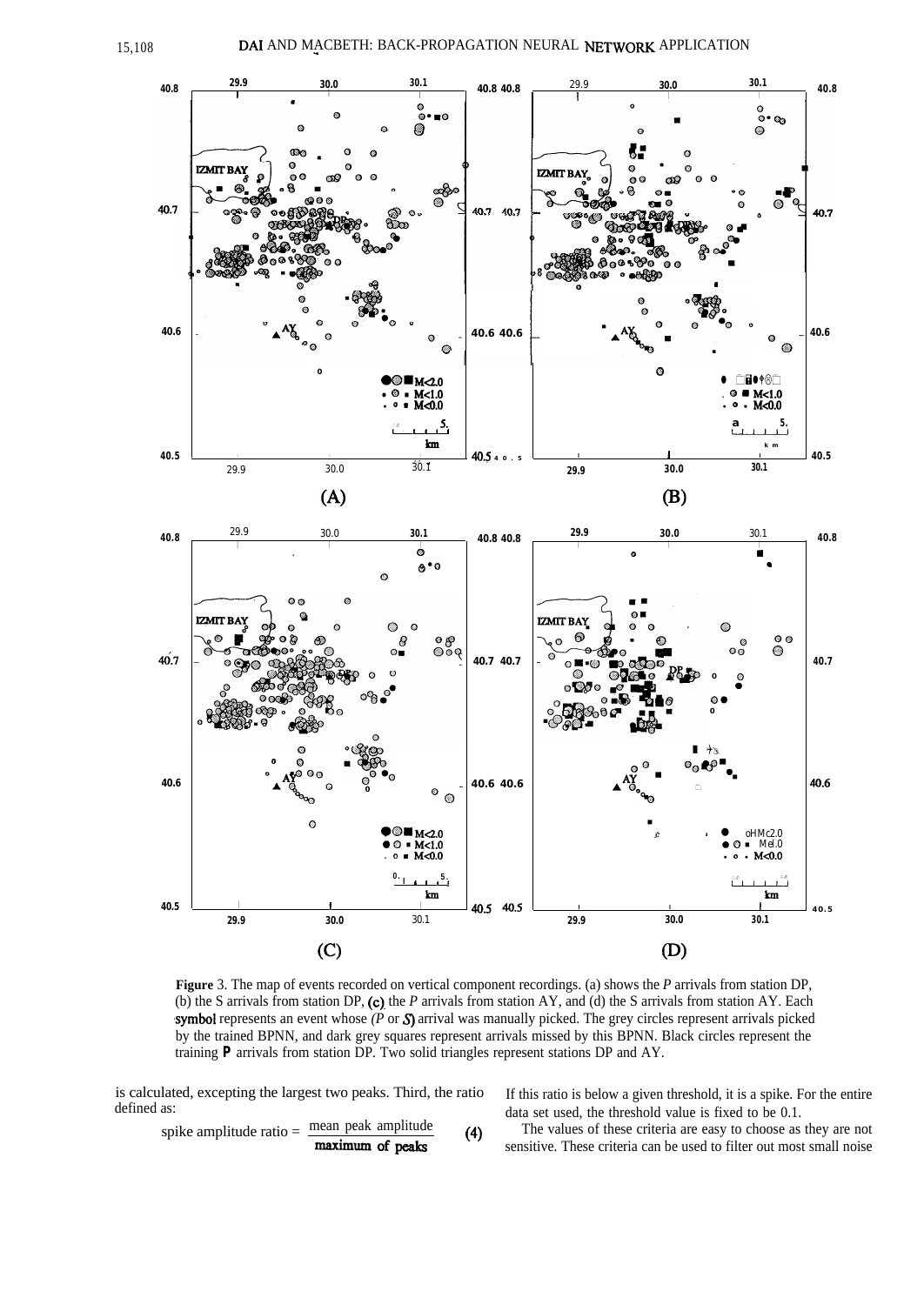**Figure** 3. The map of events recorded on vertical component recordings. (a) shows the *P* arrivals from station DP, (b) the S arrivals from station DP, (c) the *P* arrivals from station AY, and (d) the S arrivals from station AY. Each symbol represents an event whose *(P* or *S)* arrival was manually picked. The grey circles represent arrivals picked by the trained BPNN, and dark grey squares represent arrivals missed by this BPNN. Black circles represent the training **P** arrivals from station DP. Two solid triangles represent stations DP and AY.

is calculated, excepting the largest two peaks. Third, the ratio defined as:

$$\text{spike amplitude ratio} = \frac{\text{mean peak amplitude}}{\text{maximum of peaks}} \qquad (4)$$

If this ratio is below a given threshold, it is a spike. For the entire data set used, the threshold value is fixed to be 0.1.

The values of these criteria are easy to choose as they are not sensitive. These criteria can be used to filter out most small noise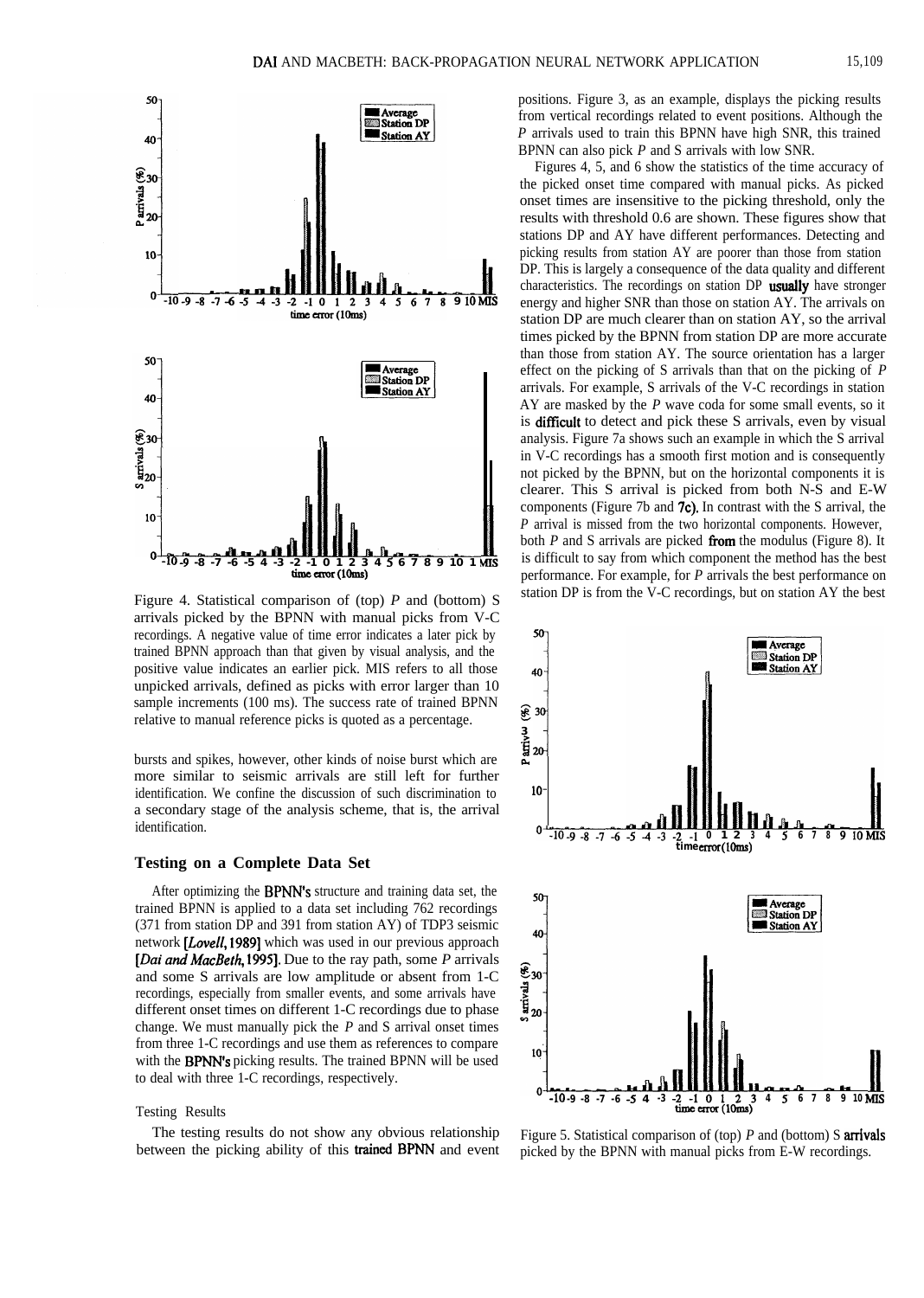Figure 4. Statistical comparison of (top) *P* and (bottom) S arrivals picked by the BPNN with manual picks from V-C recordings. A negative value of time error indicates a later pick by trained BPNN approach than that given by visual analysis, and the positive value indicates an earlier pick. MIS refers to all those unpicked arrivals, defined as picks with error larger than 10 sample increments (100 ms). The success rate of trained BPNN relative to manual reference picks is quoted as a percentage.

bursts and spikes, however, other kinds of noise burst which are more similar to seismic arrivals are still left for further identification. We confine the discussion of such discrimination to a secondary stage of the analysis scheme, that is, the arrival identification.

## Testing on a Complete Data Set

After optimizing the BPNN's structure and training data set, the trained BPNN is applied to a data set including 762 recordings (371 from station DP and 391 from station AY) of TDP3 seismic network [*Lovell*, 1989] which was used in our previous approach [*Dai and MacBeth*, 1995]. Due to the ray path, some *P* arrivals and some S arrivals are low amplitude or absent from 1-C recordings, especially from smaller events, and some arrivals have different onset times on different 1-C recordings due to phase change. We must manually pick the *P* and S arrival onset times from three 1-C recordings and use them as references to compare with the BPNN's picking results. The trained BPNN will be used to deal with three 1-C recordings, respectively.

### Testing Results

The testing results do not show any obvious relationship between the picking ability of this trained BPNN and event positions. Figure 3, as an example, displays the picking results from vertical recordings related to event positions. Although the *P* arrivals used to train this BPNN have high SNR, this trained BPNN can also pick *P* and S arrivals with low SNR.

Figures 4, 5, and 6 show the statistics of the time accuracy of the picked onset time compared with manual picks. As picked onset times are insensitive to the picking threshold, only the results with threshold 0.6 are shown. These figures show that stations DP and AY have different performances. Detecting and picking results from station AY are poorer than those from station DP. This is largely a consequence of the data quality and different characteristics. The recordings on station DP usually have stronger energy and higher SNR than those on station AY. The arrivals on station DP are much clearer than on station AY, so the arrival times picked by the BPNN from station DP are more accurate than those from station AY. The source orientation has a larger effect on the picking of S arrivals than that on the picking of *P* arrivals. For example, S arrivals of the V-C recordings in station AY are masked by the *P* wave coda for some small events, so it is difficult to detect and pick these S arrivals, even by visual analysis. Figure 7a shows such an example in which the S arrival in V-C recordings has a smooth first motion and is consequently not picked by the BPNN, but on the horizontal components it is clearer. This S arrival is picked from both N-S and E-W components (Figure 7b and 7c). In contrast with the S arrival, the *P* arrival is missed from the two horizontal components. However, both *P* and S arrivals are picked from the modulus (Figure 8). It is difficult to say from which component the method has the best performance. For example, for *P* arrivals the best performance on station DP is from the V-C recordings, but on station AY the best

Figure 5. Statistical comparison of (top) *P* and (bottom) S arrivals picked by the BPNN with manual picks from E-W recordings.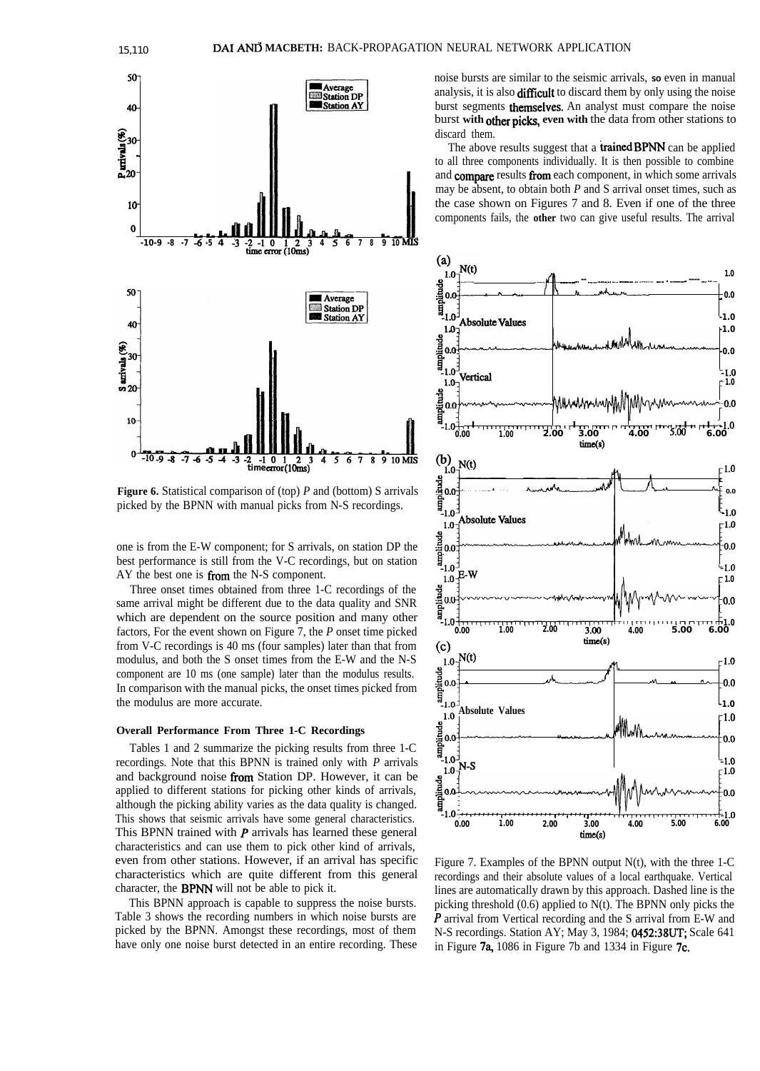**Figure 6.** Statistical comparison of (top) *P* and (bottom) S arrivals picked by the BPNN with manual picks from N-S recordings.

one is from the E-W component; for S arrivals, on station DP the best performance is still from the V-C recordings, but on station AY the best one is from the N-S component.

Three onset times obtained from three 1-C recordings of the same arrival might be different due to the data quality and SNR which are dependent on the source position and many other factors, For the event shown on Figure 7, the *P* onset time picked from V-C recordings is 40 ms (four samples) later than that from modulus, and both the S onset times from the E-W and the N-S component are 10 ms (one sample) later than the modulus results. In comparison with the manual picks, the onset times picked from the modulus are more accurate.

### Overall Performance From Three 1-C Recordings

Tables 1 and 2 summarize the picking results from three 1-C recordings. Note that this BPNN is trained only with *P* arrivals and background noise from Station DP. However, it can be applied to different stations for picking other kinds of arrivals, although the picking ability varies as the data quality is changed. This shows that seismic arrivals have some general characteristics. This BPNN trained with *P* arrivals has learned these general characteristics and can use them to pick other kind of arrivals, even from other stations. However, if an arrival has specific characteristics which are quite different from this general character, the BPNN will not be able to pick it.

This BPNN approach is capable to suppress the noise bursts. Table 3 shows the recording numbers in which noise bursts are picked by the BPNN. Amongst these recordings, most of them have only one noise burst detected in an entire recording. These noise bursts are similar to the seismic arrivals, so even in manual analysis, it is also difficult to discard them by only using the noise burst segments themselves. An analyst must compare the noise burst with other picks, even with the data from other stations to discard them.

The above results suggest that a trained BPNN can be applied to all three components individually. It is then possible to combine and compare results from each component, in which some arrivals may be absent, to obtain both *P* and S arrival onset times, such as the case shown on Figures 7 and 8. Even if one of the three components fails, the other two can give useful results. The arrival

Figure 7. Examples of the BPNN output N(t), with the three 1-C recordings and their absolute values of a local earthquake. Vertical lines are automatically drawn by this approach. Dashed line is the picking threshold (0.6) applied to N(t). The BPNN only picks the *P* arrival from Vertical recording and the S arrival from E-W and N-S recordings. Station AY; May 3, 1984; 0452:38UT; Scale 641 in Figure 7a, 1086 in Figure 7b and 1334 in Figure 7c.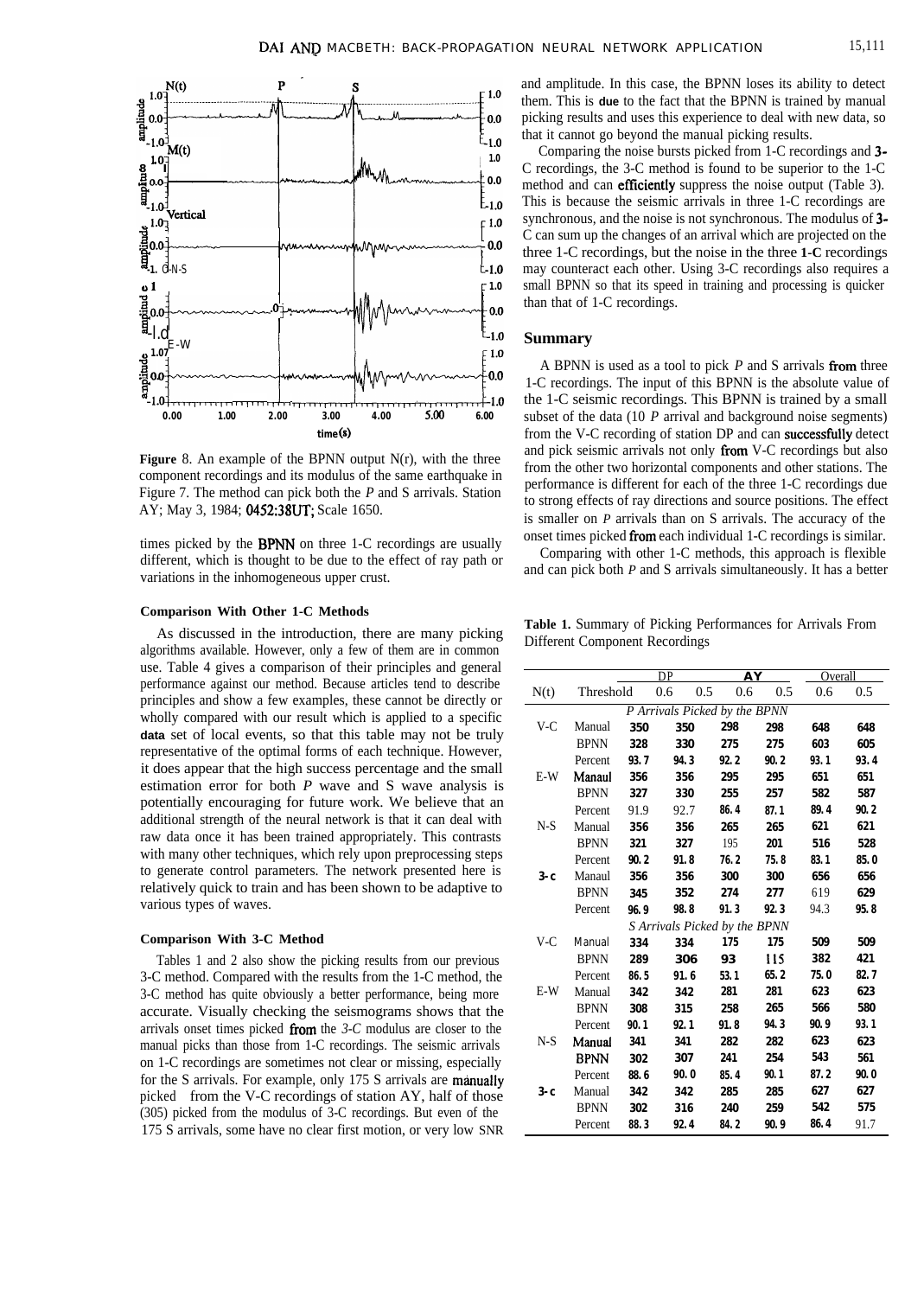**Figure** 8. An example of the BPNN output $N(t)$, with the three component recordings and its modulus of the same earthquake in Figure 7. The method can pick both the *P* and S arrivals. Station AY; May 3, 1984; 0452:38UT; Scale 1650.

times picked by the BPNN on three 1-C recordings are usually different, which is thought to be due to the effect of ray path or variations in the inhomogeneous upper crust.

#### Comparison With Other 1-C Methods

As discussed in the introduction, there are many picking algorithms available. However, only a few of them are in common use. Table 4 gives a comparison of their principles and general performance against our method. Because articles tend to describe principles and show a few examples, these cannot be directly or wholly compared with our result which is applied to a specific data set of local events, so that this table may not be truly representative of the optimal forms of each technique. However, it does appear that the high success percentage and the small estimation error for both *P* wave and S wave analysis is potentially encouraging for future work. We believe that an additional strength of the neural network is that it can deal with raw data once it has been trained appropriately. This contrasts with many other techniques, which rely upon preprocessing steps to generate control parameters. The network presented here is relatively quick to train and has been shown to be adaptive to various types of waves.

#### Comparison With 3-C Method

Tables 1 and 2 also show the picking results from our previous 3-C method. Compared with the results from the 1-C method, the 3-C method has quite obviously a better performance, being more accurate. Visually checking the seismograms shows that the arrivals onset times picked from the *3-C* modulus are closer to the manual picks than those from 1-C recordings. The seismic arrivals on 1-C recordings are sometimes not clear or missing, especially for the S arrivals. For example, only 175 S arrivals are manually picked from the V-C recordings of station AY, half of those (305) picked from the modulus of 3-C recordings. But even of the 175 S arrivals, some have no clear first motion, or very low SNR and amplitude. In this case, the BPNN loses its ability to detect them. This is due to the fact that the BPNN is trained by manual picking results and uses this experience to deal with new data, so that it cannot go beyond the manual picking results.

Comparing the noise bursts picked from 1-C recordings and 3-C recordings, the 3-C method is found to be superior to the 1-C method and can efficiently suppress the noise output (Table 3). This is because the seismic arrivals in three 1-C recordings are synchronous, and the noise is not synchronous. The modulus of 3-C can sum up the changes of an arrival which are projected on the three 1-C recordings, but the noise in the three 1-C recordings may counteract each other. Using 3-C recordings also requires a small BPNN so that its speed in training and processing is quicker than that of 1-C recordings.

## Summary

A BPNN is used as a tool to pick *P* and S arrivals from three 1-C recordings. The input of this BPNN is the absolute value of the 1-C seismic recordings. This BPNN is trained by a small subset of the data (10 *P* arrival and background noise segments) from the V-C recording of station DP and can successfully detect and pick seismic arrivals not only from V-C recordings but also from the other two horizontal components and other stations. The performance is different for each of the three 1-C recordings due to strong effects of ray directions and source positions. The effect is smaller on *P* arrivals than on S arrivals. The accuracy of the onset times picked from each individual 1-C recordings is similar.

Comparing with other 1-C methods, this approach is flexible and can pick both *P* and S arrivals simultaneously. It has a better

**Table 1.** Summary of Picking Performances for Arrivals From Different Component Recordings

| | | DP | | AY | | Overall | |
|---|---|---|---|---|---|---|---|
| N(t) | Threshold | 0.6 | 0.5 | 0.6 | 0.5 | 0.6 | 0.5 |
| | | *P Arrivals Picked by the BPNN* | | | | | |
| V-C | Manual | 350 | 350 | 298 | 298 | 648 | 648 |
| | BPNN | 328 | 330 | 275 | 275 | 603 | 605 |
| | Percent | 93.7 | 94.3 | 92.2 | 90.2 | 93.1 | 93.4 |
| E-W | Manaul | 356 | 356 | 295 | 295 | 651 | 651 |
| | BPNN | 327 | 330 | 255 | 257 | 582 | 587 |
| | Percent | 91.9 | 92.7 | 86.4 | 87.1 | 89.4 | 90.2 |
| N-S | Manual | 356 | 356 | 265 | 265 | 621 | 621 |
| | BPNN | 321 | 327 | 195 | 201 | 516 | 528 |
| | Percent | 90.2 | 91.8 | 76.2 | 75.8 | 83.1 | 85.0 |
| 3-c | Manaul | 356 | 356 | 300 | 300 | 656 | 656 |
| | BPNN | 345 | 352 | 274 | 277 | 619 | 629 |
| | Percent | 96.9 | 98.8 | 91.3 | 92.3 | 94.3 | 95.8 |
| | | *S Arrivals Picked by the BPNN* | | | | | |
| V-C | Manual | 334 | 334 | 175 | 175 | 509 | 509 |
| | BPNN | 289 | 306 | 93 | 115 | 382 | 421 |
| | Percent | 86.5 | 91.6 | 53.1 | 65.2 | 75.0 | 82.7 |
| E-W | Manual | 342 | 342 | 281 | 281 | 623 | 623 |
| | BPNN | 308 | 315 | 258 | 265 | 566 | 580 |
| | Percent | 90.1 | 92.1 | 91.8 | 94.3 | 90.9 | 93.1 |
| N-S | Manual | 341 | 341 | 282 | 282 | 623 | 623 |
| | BPNN | 302 | 307 | 241 | 254 | 543 | 561 |
| | Percent | 88.6 | 90.0 | 85.4 | 90.1 | 87.2 | 90.0 |
| 3-c | Manual | 342 | 342 | 285 | 285 | 627 | 627 |
| | BPNN | 302 | 316 | 240 | 259 | 542 | 575 |
| | Percent | 88.3 | 92.4 | 84.2 | 90.9 | 86.4 | 91.7 |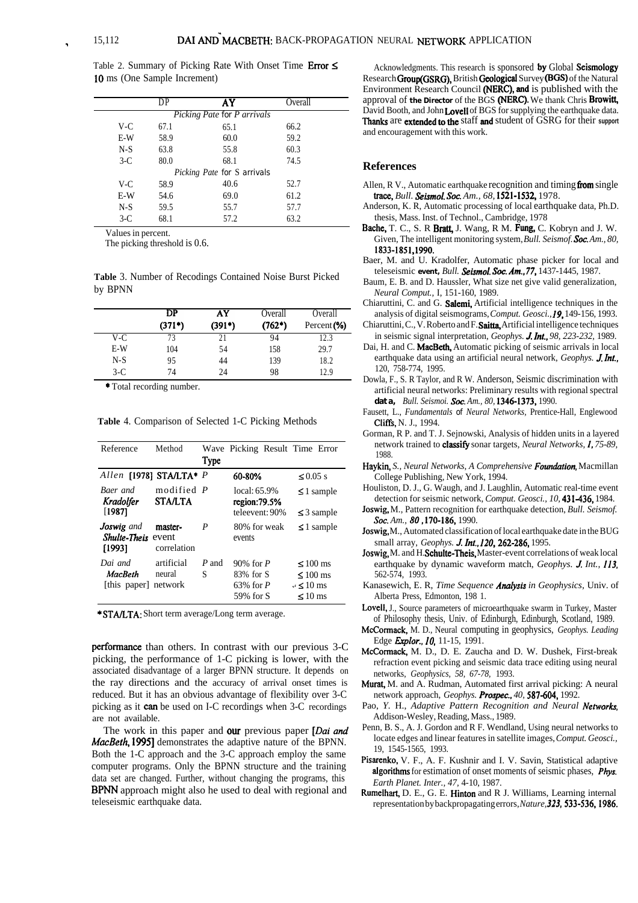Table 2. Summary of Picking Rate With Onset Time Error ≤ 10 ms (One Sample Increment)

| | DP | AY | Overall |
|---|---|---|---|
| *Picking Pate for P arrivals* | | | |
| V-C | 67.1 | 65.1 | 66.2 |
| E-W | 58.9 | 60.0 | 59.2 |
| N-S | 63.8 | 55.8 | 60.3 |
| 3-C | 80.0 | 68.1 | 74.5 |
| *Picking Pate for S arrivals* | | | |
| V-C | 58.9 | 40.6 | 52.7 |
| E-W | 54.6 | 69.0 | 61.2 |
| N-S | 59.5 | 55.7 | 57.7 |
| 3-C | 68.1 | 57.2 | 63.2 |

Values in percent.
The picking threshold is 0.6.

**Table** 3. Number of Recodings Contained Noise Burst Picked by BPNN

| | DP (371*) | AY (391*) | Overall (762*) | Overall Percent (%) |
|---|---|---|---|---|
| V-C | 73 | 21 | 94 | 12.3 |
| E-W | 104 | 54 | 158 | 29.7 |
| N-S | 95 | 44 | 139 | 18.2 |
| 3-C | 74 | 24 | 98 | 12.9 |

* Total recording number.

**Table** 4. Comparison of Selected 1-C Picking Methods

| Reference | Method | Wave Type | Picking Result | Time Error |
|---|---|---|---|---|
| *Allen* [1978] | STA/LTA* | *P* | 60-80% | ≤ 0.05 s |
| *Baer and Kradolfer* [1987] | modified STA/LTA | *P* | local: 65.9%<br>region: 79.5%<br>teleevent: 90% | ≤ 1 sample<br><br>≤ 3 sample |
| *Joswig and Shulte-Theis* [1993] | master-event correlation | *P* | 80% for weak events | ≤ 1 sample |
| *Dai and MacBeth* [this paper] | artificial neural network | *P* and S | 90% for *P*<br>83% for S<br>63% for *P*<br>59% for S | ≤ 100 ms<br>≤ 100 ms<br>≤ 10 ms<br>≤ 10 ms |

*STA/LTA: Short term average/Long term average.

performance than others. In contrast with our previous 3-C picking, the performance of 1-C picking is lower, with the associated disadvantage of a larger BPNN structure. It depends on the ray directions and the accuracy of arrival onset times is reduced. But it has an obvious advantage of flexibility over 3-C picking as it can be used on I-C recordings when 3-C recordings are not available.

The work in this paper and our previous paper [*Dai and MacBeth*, 1995] demonstrates the adaptive nature of the BPNN. Both the 1-C approach and the 3-C approach employ the same computer programs. Only the BPNN structure and the training data set are changed. Further, without changing the programs, this BPNN approach might also he used to deal with regional and teleseismic earthquake data.

Acknowledgments. This research is sponsored by Global Seismology Research Group(GSRG), British Geological Survey (BGS) of the Natural Environment Research Council (NERC), and is published with the approval of the Director of the BGS (NERC). We thank Chris Browitt, David Booth, and John Lovell of BGS for supplying the earthquake data. Thanks are extended to the staff and student of GSRG for their support and encouragement with this work.

## References

Allen, R V., Automatic earthquake recognition and timing from single trace, *Bull. Seismol. Soc. Am., 68,* 1521-1532, 1978.

Anderson, K. R, Automatic processing of local earthquake data, Ph.D. thesis, Mass. Inst. of Technol., Cambridge, 1978

Bache, T. C., S. R Bratt, J. Wang, R M. Fung, C. Kobryn and J. W. Given, The intelligent monitoring system, *Bull. Seismof. Soc. Am., 80,* 1833-1851,1990.

Baer, M. and U. Kradolfer, Automatic phase picker for local and teleseismic event, *Bull. Seismol. Soc. Am.,77,* 1437-1445, 1987.

Baum, E. B. and D. Haussler, What size net give valid generalization, *Neural Comput.,* I, 151-160, 1989.

Chiaruttini, C. and G. Salemi, Artificial intelligence techniques in the analysis of digital seismograms, *Comput. Geosci., 19,* 149-156, 1993.

Chiaruttini, C., V. Roberto and F. Saitta, Artificial intelligence techniques in seismic signal interpretation, *Geophys. J. Int., 98, 223-232,* 1989.

Dai, H. and C. MacBeth, Automatic picking of seismic arrivals in local earthquake data using an artificial neural network, *Geophys. J. Int.,* 120, 758-774, 1995.

Dowla, F., S. R Taylor, and R W. Anderson, Seismic discrimination with artificial neural networks: Preliminary results with regional spectral data, *Bull. Seismoi. Soc. Am., 80,* 1346-1373, 1990.

Fausett, L., *Fundamentals of Neural Networks,* Prentice-Hall, Englewood Cliffs, N. J., 1994.

Gorman, R P. and T. J. Sejnowski, Analysis of hidden units in a layered network trained to classify sonar targets, *Neural Networks, I, 75-89,* 1988.

Haykin, S., *Neural Networks, A Comprehensive Foundation,* Macmillan College Publishing, New York, 1994.

Houliston, D. J., G. Waugh, and J. Laughlin, Automatic real-time event detection for seismic network, *Comput. Geosci., 10,* 431-436, 1984.

Joswig, M., Pattern recognition for earthquake detection, *Bull. Seismof. Soc. Am., 80* ,170-186, 1990.

Joswig, M., Automated classification of local earthquake date in the BUG small array, *Geophys. J. Int.,120,* 262-286, 1995.

Joswig, M. and H. Schulte-Theis, Master-event correlations of weak local earthquake by dynamic waveform match, *Geophys. J. Int., 113,* 562-574, 1993.

Kanasewich, E. R, *Time Sequence Analysis in Geophysics,* Univ. of Alberta Press, Edmonton, 198 1.

Lovell, J., Source parameters of microearthquake swarm in Turkey, Master of Philosophy thesis, Univ. of Edinburgh, Edinburgh, Scotland, 1989.

McCormack, M. D., Neural computing in geophysics, *Geophys. Leading Edge Explor., 10,* 11-15, 1991.

McCormack, M. D., D. E. Zaucha and D. W. Dushek, First-break refraction event picking and seismic data trace editing using neural networks, *Geophysics, 58, 67-78,* 1993.

Murat, M. and A. Rudman, Automated first arrival picking: A neural network approach, *Geophys. Prospec., 40,* 587-604, 1992.

Pao, Y. H., *Adaptive Pattern Recognition and Neural Networks,* Addison-Wesley, Reading, Mass., 1989.

Penn, B. S., A. J. Gordon and R F. Wendland, Using neural networks to locate edges and linear features in satellite images, *Comput. Geosci.,* 19, 1545-1565, 1993.

Pisarenko, V. F., A. F. Kushnir and I. V. Savin, Statistical adaptive algorithms for estimation of onset moments of seismic phases, *Phys. Earth Planet. Inter., 47,* 4-10, 1987.

Rumelhart, D. E., G. E. Hinton and R J. Williams, Learning internal representation by backpropagating errors, *Nature, 323,* 533-536, 1986.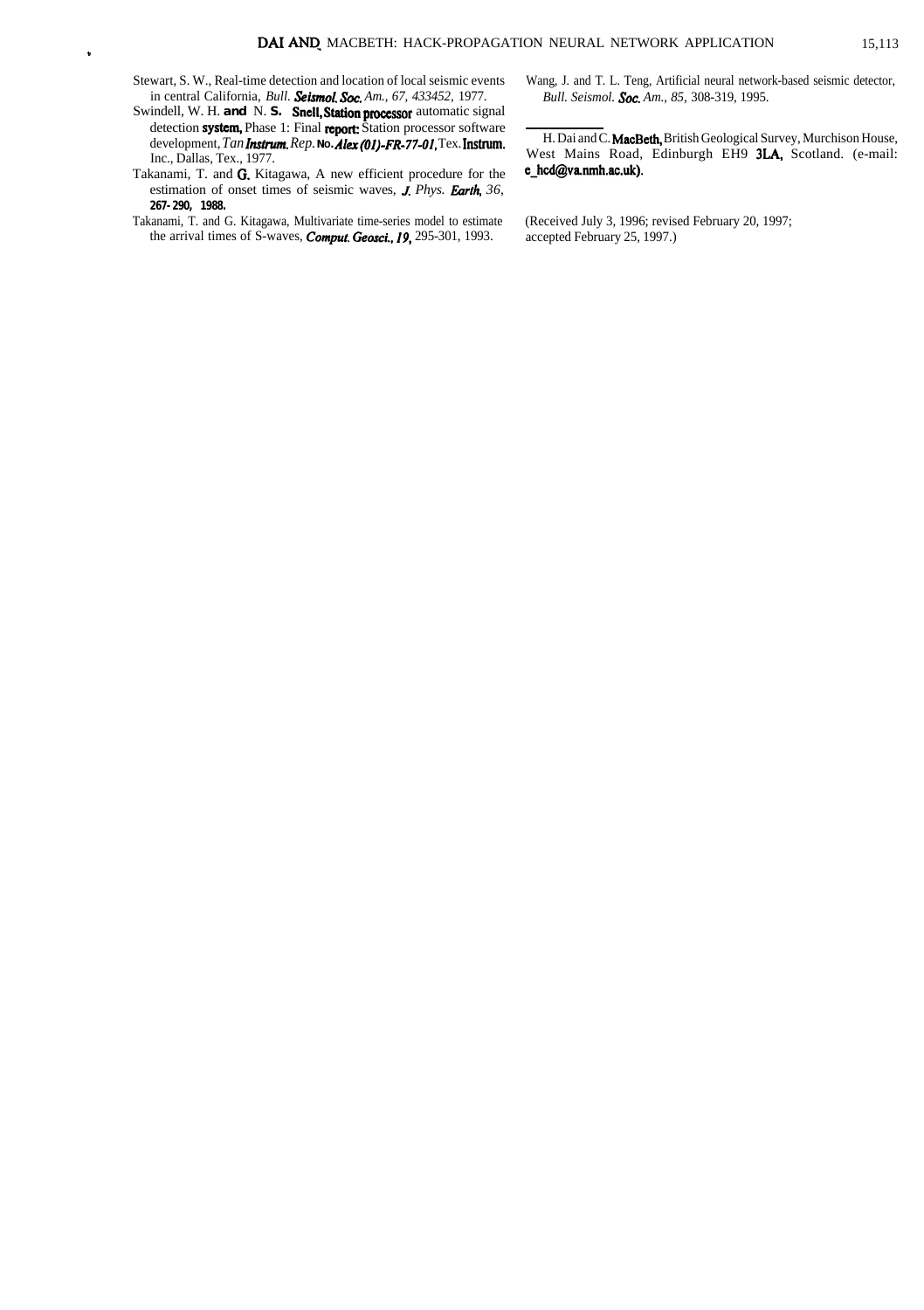Stewart, S. W., Real-time detection and location of local seismic events in central California, *Bull. Seismol. Soc. Am.*, *67*, 433452, 1977.

Swindell, W. H. and N. S. Snell, Station processor automatic signal detection system, Phase 1: Final report: Station processor software development, *Tan Instrum. Rep. No. Alex (01)-FR-77-01*, Tex. Instrum. Inc., Dallas, Tex., 1977.

Takanami, T. and G. Kitagawa, A new efficient procedure for the estimation of onset times of seismic waves, *J. Phys. Earth*, *36*, 267-290, 1988.

Takanami, T. and G. Kitagawa, Multivariate time-series model to estimate the arrival times of S-waves, *Comput. Geosci.*, *19*, 295-301, 1993.

Wang, J. and T. L. Teng, Artificial neural network-based seismic detector, *Bull. Seismol. Soc. Am.*, *85*, 308-319, 1995.

---

H. Dai and C. MacBeth, British Geological Survey, Murchison House, West Mains Road, Edinburgh EH9 3LA, Scotland. (e-mail: e_hcd@va.nmh.ac.uk).

(Received July 3, 1996; revised February 20, 1997; accepted February 25, 1997.)